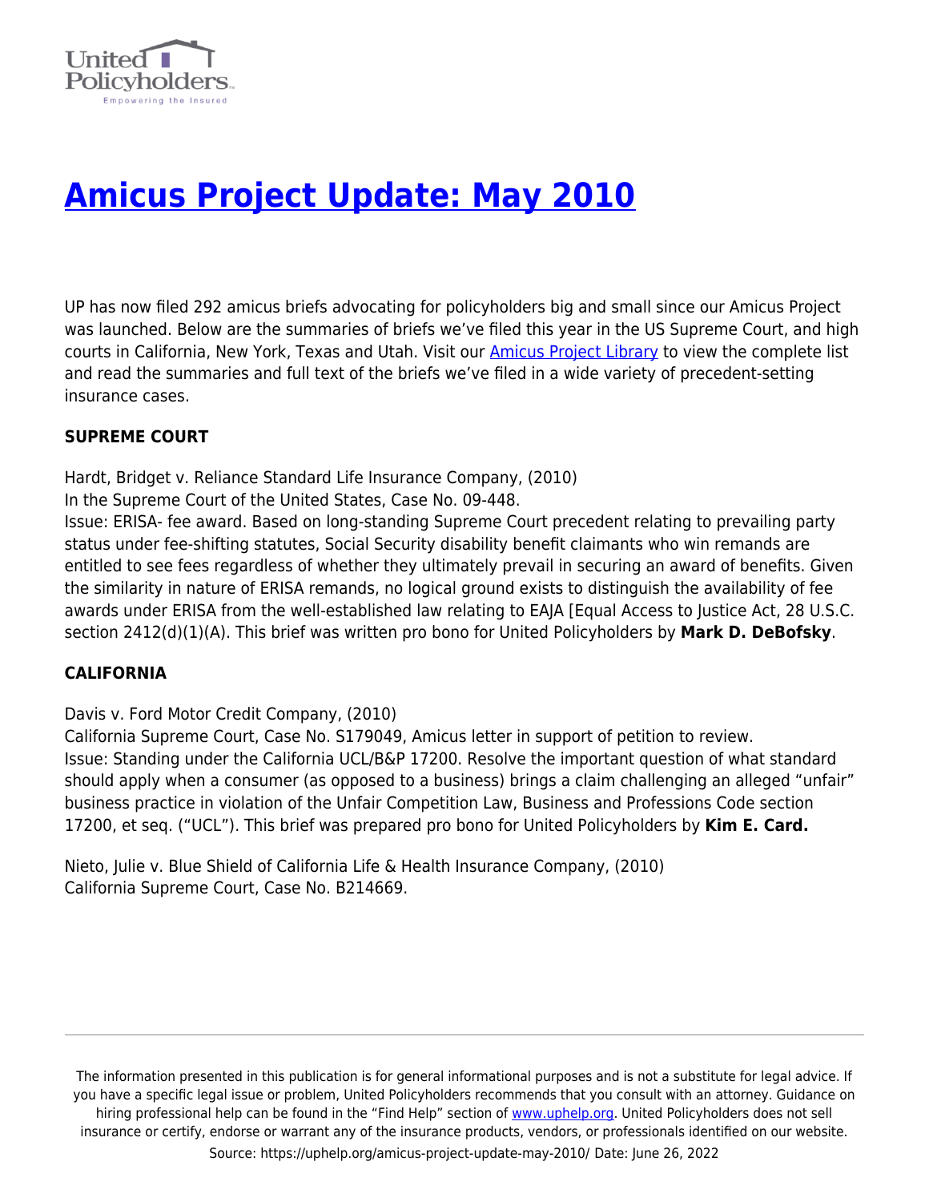# [Amicus Project Update: May 2010](https://uphelp.org/amicus-project-update-may-2010/)

UP has now filed 292 amicus briefs advocating for policyholders big and small since our Amicus Project was launched. Below are the summaries of briefs we've filed this year in the US Supreme Court, and high courts in California, New York, Texas and Utah. Visit our [Amicus Project Library](https://uphelp.org/amicus-project-library/) to view the complete list and read the summaries and full text of the briefs we've filed in a wide variety of precedent-setting insurance cases.

**SUPREME COURT**

Hardt, Bridget v. Reliance Standard Life Insurance Company, (2010)
In the Supreme Court of the United States, Case No. 09-448.
Issue: ERISA- fee award. Based on long-standing Supreme Court precedent relating to prevailing party status under fee-shifting statutes, Social Security disability benefit claimants who win remands are entitled to see fees regardless of whether they ultimately prevail in securing an award of benefits. Given the similarity in nature of ERISA remands, no logical ground exists to distinguish the availability of fee awards under ERISA from the well-established law relating to EAJA [Equal Access to Justice Act, 28 U.S.C. section 2412(d)(1)(A). This brief was written pro bono for United Policyholders by **Mark D. DeBofsky**.

**CALIFORNIA**

Davis v. Ford Motor Credit Company, (2010)
California Supreme Court, Case No. S179049, Amicus letter in support of petition to review.
Issue: Standing under the California UCL/B&P 17200. Resolve the important question of what standard should apply when a consumer (as opposed to a business) brings a claim challenging an alleged "unfair" business practice in violation of the Unfair Competition Law, Business and Professions Code section 17200, et seq. ("UCL"). This brief was prepared pro bono for United Policyholders by **Kim E. Card.**

Nieto, Julie v. Blue Shield of California Life & Health Insurance Company, (2010)
California Supreme Court, Case No. B214669.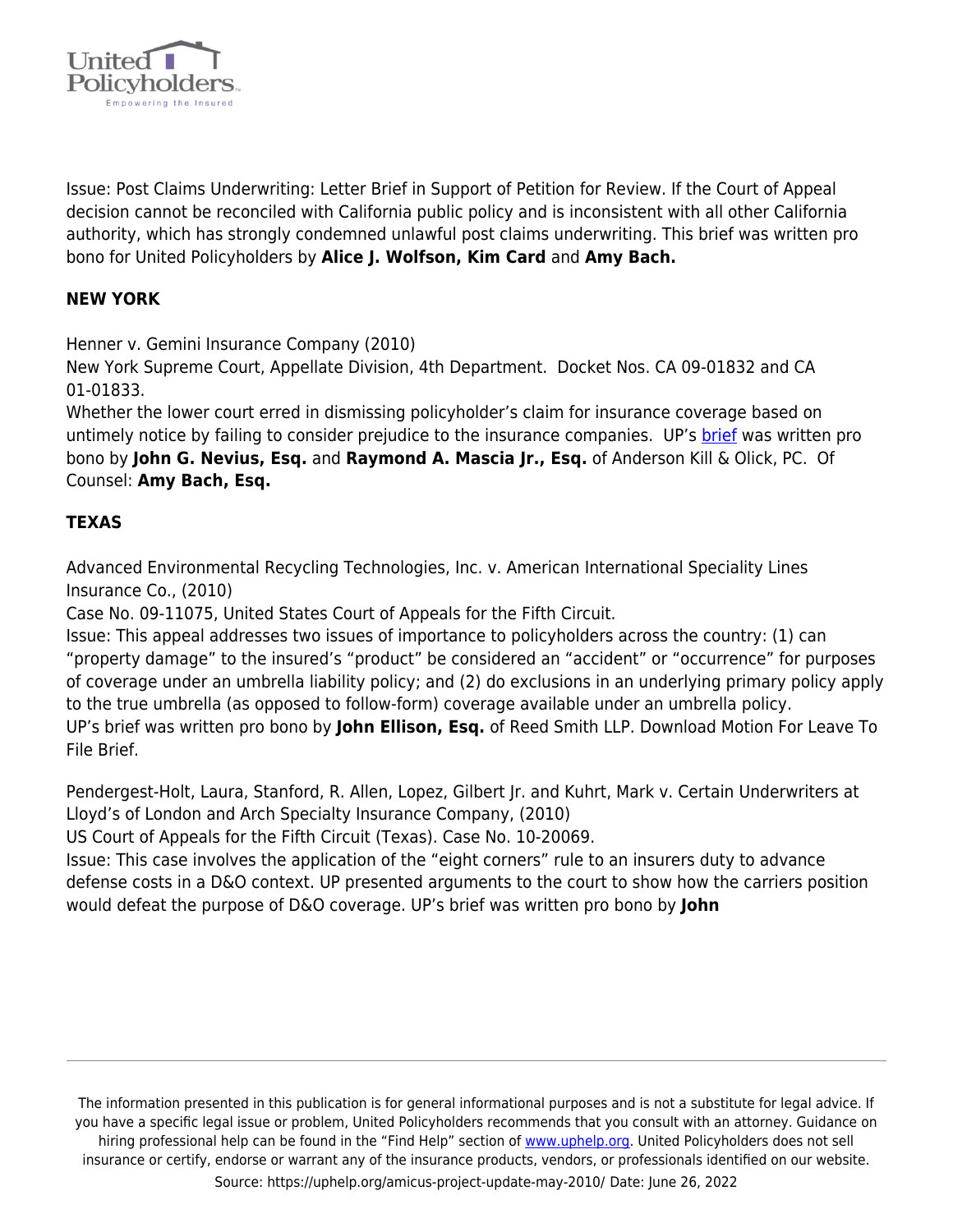Issue: Post Claims Underwriting: Letter Brief in Support of Petition for Review. If the Court of Appeal decision cannot be reconciled with California public policy and is inconsistent with all other California authority, which has strongly condemned unlawful post claims underwriting. This brief was written pro bono for United Policyholders by **Alice J. Wolfson, Kim Card** and **Amy Bach.**

**NEW YORK**

Henner v. Gemini Insurance Company (2010)
New York Supreme Court, Appellate Division, 4th Department. Docket Nos. CA 09-01832 and CA 01-01833.
Whether the lower court erred in dismissing policyholder's claim for insurance coverage based on untimely notice by failing to consider prejudice to the insurance companies. UP's brief was written pro bono by **John G. Nevius, Esq.** and **Raymond A. Mascia Jr., Esq.** of Anderson Kill & Olick, PC. Of Counsel: **Amy Bach, Esq.**

**TEXAS**

Advanced Environmental Recycling Technologies, Inc. v. American International Speciality Lines Insurance Co., (2010)
Case No. 09-11075, United States Court of Appeals for the Fifth Circuit.
Issue: This appeal addresses two issues of importance to policyholders across the country: (1) can "property damage" to the insured's "product" be considered an "accident" or "occurrence" for purposes of coverage under an umbrella liability policy; and (2) do exclusions in an underlying primary policy apply to the true umbrella (as opposed to follow-form) coverage available under an umbrella policy.
UP's brief was written pro bono by **John Ellison, Esq.** of Reed Smith LLP. Download Motion For Leave To File Brief.

Pendergest-Holt, Laura, Stanford, R. Allen, Lopez, Gilbert Jr. and Kuhrt, Mark v. Certain Underwriters at Lloyd's of London and Arch Specialty Insurance Company, (2010)
US Court of Appeals for the Fifth Circuit (Texas). Case No. 10-20069.
Issue: This case involves the application of the "eight corners" rule to an insurers duty to advance defense costs in a D&O context. UP presented arguments to the court to show how the carriers position would defeat the purpose of D&O coverage. UP's brief was written pro bono by **John**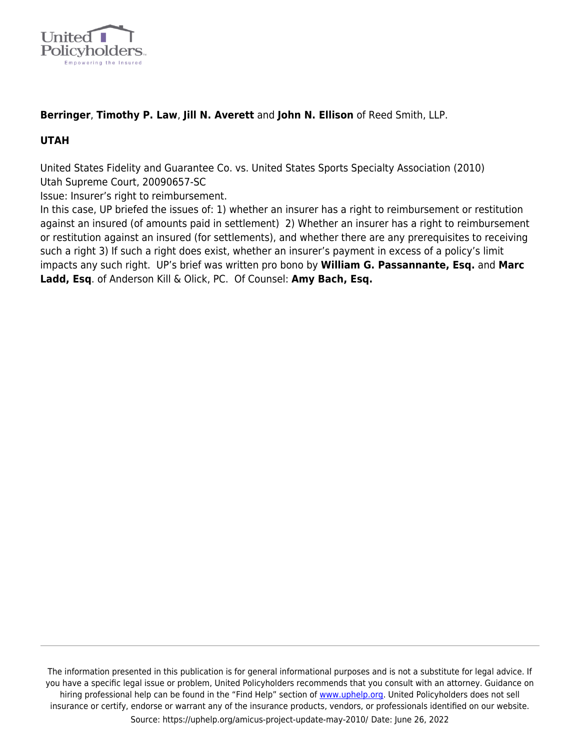**Berringer**, **Timothy P. Law**, **Jill N. Averett** and **John N. Ellison** of Reed Smith, LLP.

**UTAH**

United States Fidelity and Guarantee Co. vs. United States Sports Specialty Association (2010)
Utah Supreme Court, 20090657-SC
Issue: Insurer's right to reimbursement.
In this case, UP briefed the issues of: 1) whether an insurer has a right to reimbursement or restitution against an insured (of amounts paid in settlement) 2) Whether an insurer has a right to reimbursement or restitution against an insured (for settlements), and whether there are any prerequisites to receiving such a right 3) If such a right does exist, whether an insurer's payment in excess of a policy's limit impacts any such right. UP's brief was written pro bono by **William G. Passannante, Esq.** and **Marc Ladd, Esq**. of Anderson Kill & Olick, PC. Of Counsel: **Amy Bach, Esq.**

The information presented in this publication is for general informational purposes and is not a substitute for legal advice. If you have a specific legal issue or problem, United Policyholders recommends that you consult with an attorney. Guidance on hiring professional help can be found in the "Find Help" section of www.uphelp.org. United Policyholders does not sell insurance or certify, endorse or warrant any of the insurance products, vendors, or professionals identified on our website.
Source: https://uphelp.org/amicus-project-update-may-2010/ Date: June 26, 2022